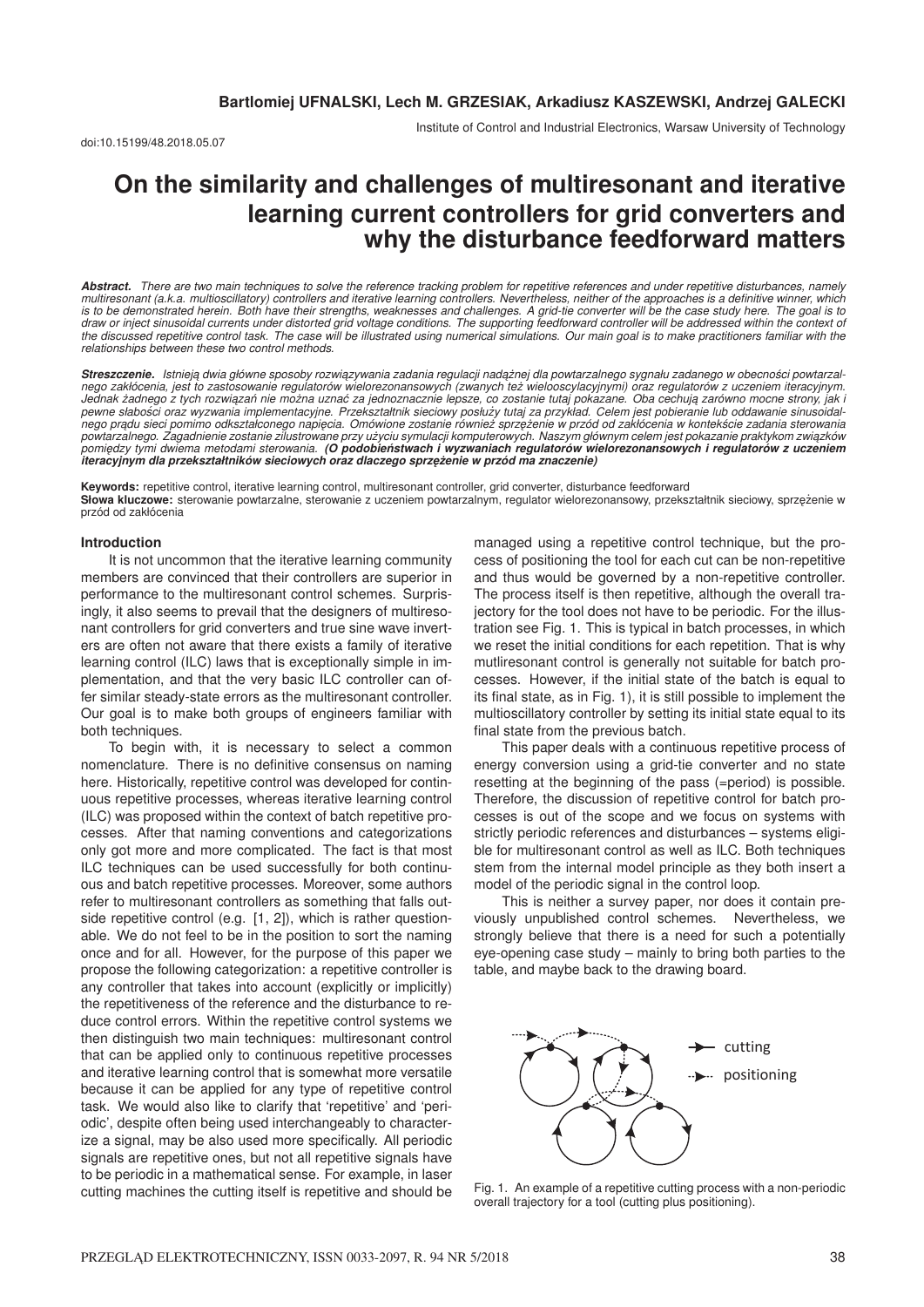**Bartlomiej UFNALSKI, Lech M. GRZESIAK, Arkadiusz KASZEWSKI, Andrzej GALECKI**

Institute of Control and Industrial Electronics, Warsaw University of Technology

doi:10.15199/48.2018.05.07

# On the similarity and challenges of multiresonant and iterative learning current controllers for grid converters and why the disturbance feedforward matters

***Abstract.*** *There are two main techniques to solve the reference tracking problem for repetitive references and under repetitive disturbances, namely multiresonant (a.k.a. multioscillatory) controllers and iterative learning controllers. Nevertheless, neither of the approaches is a definitive winner, which is to be demonstrated herein. Both have their strengths, weaknesses and challenges. A grid-tie converter will be the case study here. The goal is to draw or inject sinusoidal currents under distorted grid voltage conditions. The supporting feedforward controller will be addressed within the context of the discussed repetitive control task. The case will be illustrated using numerical simulations. Our main goal is to make practitioners familiar with the relationships between these two control methods.*

***Streszczenie.*** *Istnieją dwia główne sposoby rozwiązywania zadania regulacji nadążnej dla powtarzalnego sygnału zadanego w obecności powtarzalnego zakłócenia, jest to zastosowanie regulatorów wielorezonansowych (zwanych też wielooscylacyjnymi) oraz regulatorów z uczeniem iteracyjnym. Jednak żadnego z tych rozwiązań nie można uznać za jednoznacznie lepsze, co zostanie tutaj pokazane. Oba cechują zarówno mocne strony, jak i pewne słabości oraz wyzwania implementacyjne. Przekształtnik sieciowy posłuży tutaj za przykład. Celem jest pobieranie lub oddawanie sinusoidalnego prądu sieci pomimo odkształconego napięcia. Omówione zostanie również sprzężenie w przód od zakłócenia w kontekście zadania sterowania powtarzalnego. Zagadnienie zostanie zilustrowane przy użyciu symulacji komputerowych. Naszym głównym celem jest pokazanie praktykom związków pomiędzy tymi dwiema metodami sterowania.* ***(O podobieństwach i wyzwaniach regulatorów wielorezonansowych i regulatorów z uczeniem iteracyjnym dla przekształtników sieciowych oraz dlaczego sprzężenie w przód ma znaczenie)***

**Keywords:** repetitive control, iterative learning control, multiresonant controller, grid converter, disturbance feedforward
**Słowa kluczowe:** sterowanie powtarzalne, sterowanie z uczeniem powtarzalnym, regulator wielorezonansowy, przekształtnik sieciowy, sprzężenie w przód od zakłócenia

### Introduction

It is not uncommon that the iterative learning community members are convinced that their controllers are superior in performance to the multiresonant control schemes. Surprisingly, it also seems to prevail that the designers of multiresonant controllers for grid converters and true sine wave inverters are often not aware that there exists a family of iterative learning control (ILC) laws that is exceptionally simple in implementation, and that the very basic ILC controller can offer similar steady-state errors as the multiresonant controller. Our goal is to make both groups of engineers familiar with both techniques.

To begin with, it is necessary to select a common nomenclature. There is no definitive consensus on naming here. Historically, repetitive control was developed for continuous repetitive processes, whereas iterative learning control (ILC) was proposed within the context of batch repetitive processes. After that naming conventions and categorizations only got more and more complicated. The fact is that most ILC techniques can be used successfully for both continuous and batch repetitive processes. Moreover, some authors refer to multiresonant controllers as something that falls outside repetitive control (e.g. [1, 2]), which is rather questionable. We do not feel to be in the position to sort the naming once and for all. However, for the purpose of this paper we propose the following categorization: a repetitive controller is any controller that takes into account (explicitly or implicitly) the repetitiveness of the reference and the disturbance to reduce control errors. Within the repetitive control systems we then distinguish two main techniques: multiresonant control that can be applied only to continuous repetitive processes and iterative learning control that is somewhat more versatile because it can be applied for any type of repetitive control task. We would also like to clarify that 'repetitive' and 'periodic', despite often being used interchangeably to characterize a signal, may be also used more specifically. All periodic signals are repetitive ones, but not all repetitive signals have to be periodic in a mathematical sense. For example, in laser cutting machines the cutting itself is repetitive and should be managed using a repetitive control technique, but the process of positioning the tool for each cut can be non-repetitive and thus would be governed by a non-repetitive controller. The process itself is then repetitive, although the overall trajectory for the tool does not have to be periodic. For the illustration see Fig. 1. This is typical in batch processes, in which we reset the initial conditions for each repetition. That is why mutliresonant control is generally not suitable for batch processes. However, if the initial state of the batch is equal to its final state, as in Fig. 1), it is still possible to implement the multioscillatory controller by setting its initial state equal to its final state from the previous batch.

This paper deals with a continuous repetitive process of energy conversion using a grid-tie converter and no state resetting at the beginning of the pass (=period) is possible. Therefore, the discussion of repetitive control for batch processes is out of the scope and we focus on systems with strictly periodic references and disturbances – systems eligible for multiresonant control as well as ILC. Both techniques stem from the internal model principle as they both insert a model of the periodic signal in the control loop.

This is neither a survey paper, nor does it contain previously unpublished control schemes. Nevertheless, we strongly believe that there is a need for such a potentially eye-opening case study – mainly to bring both parties to the table, and maybe back to the drawing board.

Fig. 1. An example of a repetitive cutting process with a non-periodic overall trajectory for a tool (cutting plus positioning).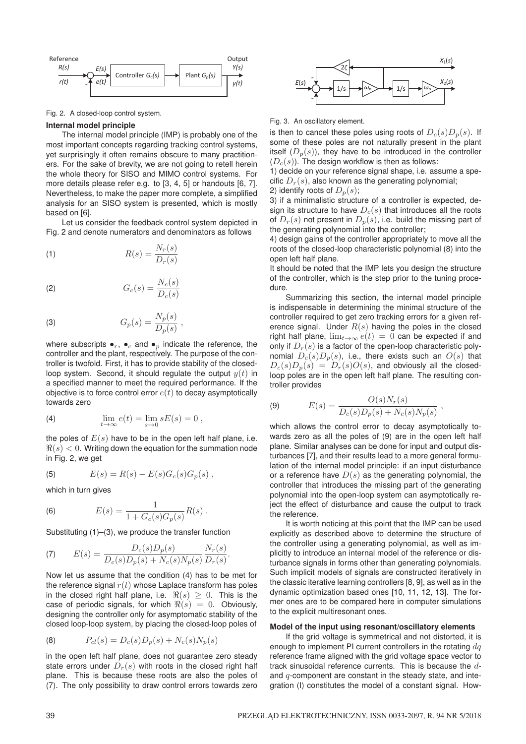Fig. 2. A closed-loop control system.

**Internal model principle**

The internal model principle (IMP) is probably one of the most important concepts regarding tracking control systems, yet surprisingly it often remains obscure to many practitioners. For the sake of brevity, we are not going to retell herein the whole theory for SISO and MIMO control systems. For more details please refer e.g. to [3, 4, 5] or handouts [6, 7]. Nevertheless, to make the paper more complete, a simplified analysis for an SISO system is presented, which is mostly based on [6].

Let us consider the feedback control system depicted in Fig. 2 and denote numerators and denominators as follows

$$R(s) = \frac{N_r(s)}{D_r(s)} \tag{1}$$

$$G_c(s) = \frac{N_c(s)}{D_c(s)} \tag{2}$$

$$G_p(s) = \frac{N_p(s)}{D_p(s)} \,, \tag{3}$$

where subscripts $\bullet_r$, $\bullet_c$ and $\bullet_p$ indicate the reference, the controller and the plant, respectively. The purpose of the controller is twofold. First, it has to provide stability of the closed-loop system. Second, it should regulate the output $y(t)$ in a specified manner to meet the required performance. If the objective is to force control error $e(t)$ to decay asymptotically towards zero

$$\lim_{t\to\infty} e(t) = \lim_{s\to 0} sE(s) = 0 \,, \tag{4}$$

the poles of $E(s)$ have to be in the open left half plane, i.e. $\Re(s) < 0$. Writing down the equation for the summation node in Fig. 2, we get

$$E(s) = R(s) - E(s)G_c(s)G_p(s) \,, \tag{5}$$

which in turn gives

$$E(s) = \frac{1}{1 + G_c(s)G_p(s)} R(s) \,. \tag{6}$$

Substituting (1)–(3), we produce the transfer function

$$E(s) = \frac{D_c(s)D_p(s)}{D_c(s)D_p(s) + N_c(s)N_p(s)} \frac{N_r(s)}{D_r(s)}. \tag{7}$$

Now let us assume that the condition (4) has to be met for the reference signal $r(t)$ whose Laplace transform has poles in the closed right half plane, i.e. $\Re(s) \geq 0$. This is the case of periodic signals, for which $\Re(s) = 0$. Obviously, designing the controller only for asymptomatic stability of the closed loop-loop system, by placing the closed-loop poles of

$$P_{cl}(s) = D_c(s)D_p(s) + N_c(s)N_p(s) \tag{8}$$

in the open left half plane, does not guarantee zero steady state errors under $D_r(s)$ with roots in the closed right half plane. This is because these roots are also the poles of (7). The only possibility to draw control errors towards zero is then to cancel these poles using roots of $D_c(s)D_p(s)$. If some of these poles are not naturally present in the plant itself ($D_p(s)$), they have to be introduced in the controller ($D_c(s)$). The design workflow is then as follows:

1) decide on your reference signal shape, i.e. assume a specific $D_r(s)$, also known as the generating polynomial;
2) identify roots of $D_p(s)$;
3) if a minimalistic structure of a controller is expected, design its structure to have $D_c(s)$ that introduces all the roots of $D_r(s)$ not present in $D_p(s)$, i.e. build the missing part of the generating polynomial into the controller;
4) design gains of the controller appropriately to move all the roots of the closed-loop characteristic polynomial (8) into the open left half plane.

It should be noted that the IMP lets you design the structure of the controller, which is the step prior to the tuning procedure.

Summarizing this section, the internal model principle is indispensable in determining the minimal structure of the controller required to get zero tracking errors for a given reference signal. Under $R(s)$ having the poles in the closed right half plane, $\lim_{t\to\infty} e(t) = 0$ can be expected if and only if $D_r(s)$ is a factor of the open-loop characteristic polynomial $D_c(s)D_p(s)$, i.e., there exists such an $O(s)$ that $D_c(s)D_p(s) = D_r(s)O(s)$, and obviously all the closed-loop poles are in the open left half plane. The resulting controller provides

$$E(s) = \frac{O(s)N_r(s)}{D_c(s)D_p(s) + N_c(s)N_p(s)} \,, \tag{9}$$

which allows the control error to decay asymptotically towards zero as all the poles of (9) are in the open left half plane. Similar analyses can be done for input and output disturbances [7], and their results lead to a more general formulation of the internal model principle: if an input disturbance or a reference have $D(s)$ as the generating polynomial, the controller that introduces the missing part of the generating polynomial into the open-loop system can asymptotically reject the effect of disturbance and cause the output to track the reference.

It is worth noticing at this point that the IMP can be used explicitly as described above to determine the structure of the controller using a generating polynomial, as well as implicitly to introduce an internal model of the reference or disturbance signals in forms other than generating polynomials. Such implicit models of signals are constructed iteratively in the classic iterative learning controllers [8, 9], as well as in the dynamic optimization based ones [10, 11, 12, 13]. The former ones are to be compared here in computer simulations to the explicit multiresonant ones.

Fig. 3. An oscillatory element.

**Model of the input using resonant/oscillatory elements**

If the grid voltage is symmetrical and not distorted, it is enough to implement PI current controllers in the rotating $dq$ reference frame aligned with the grid voltage space vector to track sinusoidal reference currents. This is because the $d$- and $q$-component are constant in the steady state, and integration (I) constitutes the model of a constant signal. How-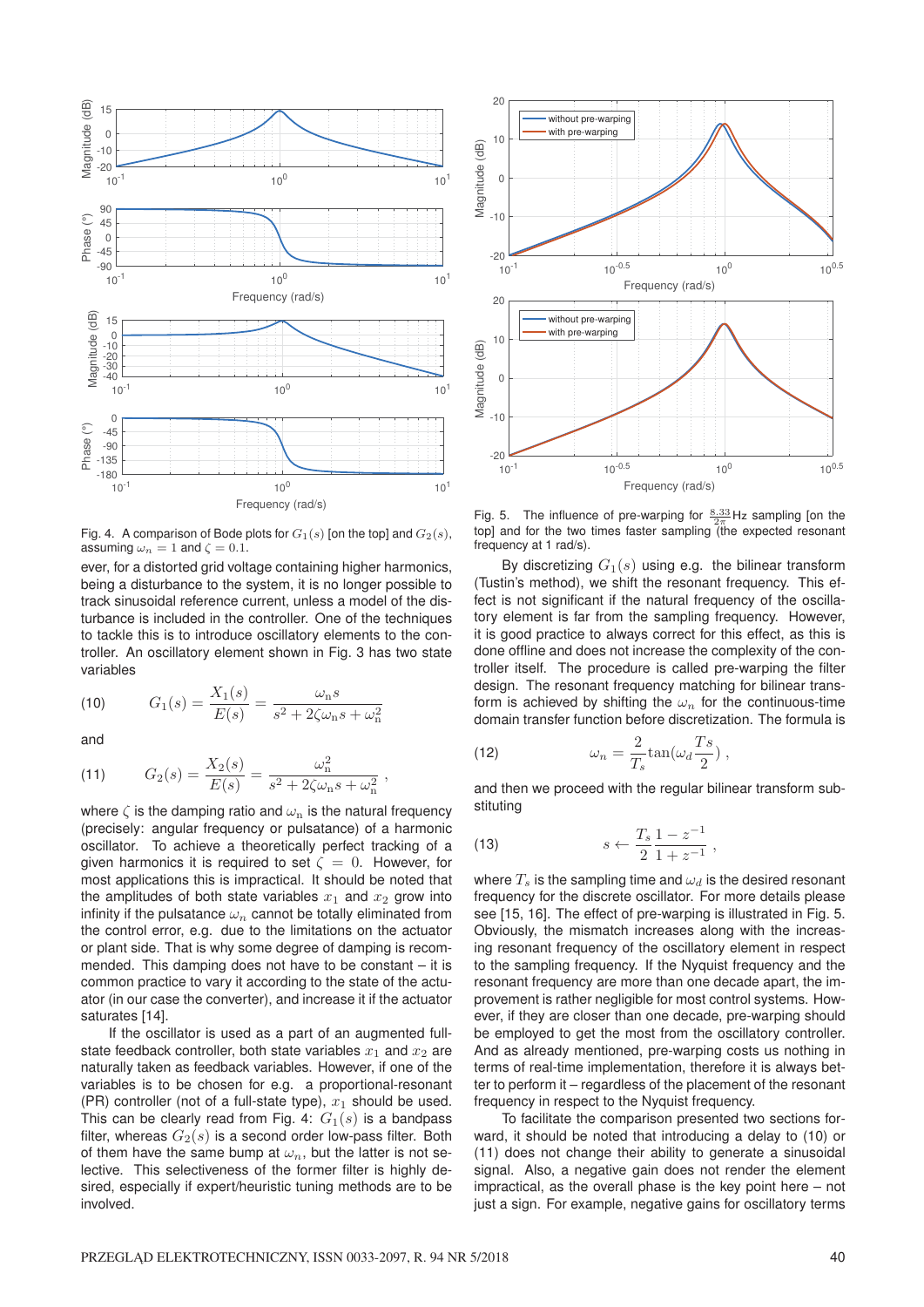Fig. 4. A comparison of Bode plots for $G_1(s)$ [on the top] and $G_2(s)$, assuming $\omega_n = 1$ and $\zeta = 0.1$.

ever, for a distorted grid voltage containing higher harmonics, being a disturbance to the system, it is no longer possible to track sinusoidal reference current, unless a model of the disturbance is included in the controller. One of the techniques to tackle this is to introduce oscillatory elements to the controller. An oscillatory element shown in Fig. 3 has two state variables

$$G_1(s) = \frac{X_1(s)}{E(s)} = \frac{\omega_n s}{s^2 + 2\zeta\omega_n s + \omega_n^2} \tag{10}$$

and

$$G_2(s) = \frac{X_2(s)}{E(s)} = \frac{\omega_n^2}{s^2 + 2\zeta\omega_n s + \omega_n^2}, \tag{11}$$

where $\zeta$ is the damping ratio and $\omega_n$ is the natural frequency (precisely: angular frequency or pulsatance) of a harmonic oscillator. To achieve a theoretically perfect tracking of a given harmonics it is required to set $\zeta = 0$. However, for most applications this is impractical. It should be noted that the amplitudes of both state variables $x_1$ and $x_2$ grow into infinity if the pulsatance $\omega_n$ cannot be totally eliminated from the control error, e.g. due to the limitations on the actuator or plant side. That is why some degree of damping is recommended. This damping does not have to be constant – it is common practice to vary it according to the state of the actuator (in our case the converter), and increase it if the actuator saturates [14].

If the oscillator is used as a part of an augmented full-state feedback controller, both state variables $x_1$ and $x_2$ are naturally taken as feedback variables. However, if one of the variables is to be chosen for e.g. a proportional-resonant (PR) controller (not of a full-state type), $x_1$ should be used. This can be clearly read from Fig. 4: $G_1(s)$ is a bandpass filter, whereas $G_2(s)$ is a second order low-pass filter. Both of them have the same bump at $\omega_n$, but the latter is not selective. This selectiveness of the former filter is highly desired, especially if expert/heuristic tuning methods are to be involved.

Fig. 5. The influence of pre-warping for $\frac{8.33}{2\pi}$ Hz sampling [on the top] and for the two times faster sampling (the expected resonant frequency at 1 rad/s).

By discretizing $G_1(s)$ using e.g. the bilinear transform (Tustin's method), we shift the resonant frequency. This effect is not significant if the natural frequency of the oscillatory element is far from the sampling frequency. However, it is good practice to always correct for this effect, as this is done offline and does not increase the complexity of the controller itself. The procedure is called pre-warping the filter design. The resonant frequency matching for bilinear transform is achieved by shifting the $\omega_n$ for the continuous-time domain transfer function before discretization. The formula is

$$\omega_n = \frac{2}{T_s}\tan(\omega_d \frac{Ts}{2}), \tag{12}$$

and then we proceed with the regular bilinear transform substituting

$$s \leftarrow \frac{T_s}{2}\frac{1 - z^{-1}}{1 + z^{-1}}, \tag{13}$$

where $T_s$ is the sampling time and $\omega_d$ is the desired resonant frequency for the discrete oscillator. For more details please see [15, 16]. The effect of pre-warping is illustrated in Fig. 5. Obviously, the mismatch increases along with the increasing resonant frequency of the oscillatory element in respect to the sampling frequency. If the Nyquist frequency and the resonant frequency are more than one decade apart, the improvement is rather negligible for most control systems. However, if they are closer than one decade, pre-warping should be employed to get the most from the oscillatory controller. And as already mentioned, pre-warping costs us nothing in terms of real-time implementation, therefore it is always better to perform it – regardless of the placement of the resonant frequency in respect to the Nyquist frequency.

To facilitate the comparison presented two sections forward, it should be noted that introducing a delay to (10) or (11) does not change their ability to generate a sinusoidal signal. Also, a negative gain does not render the element impractical, as the overall phase is the key point here – not just a sign. For example, negative gains for oscillatory terms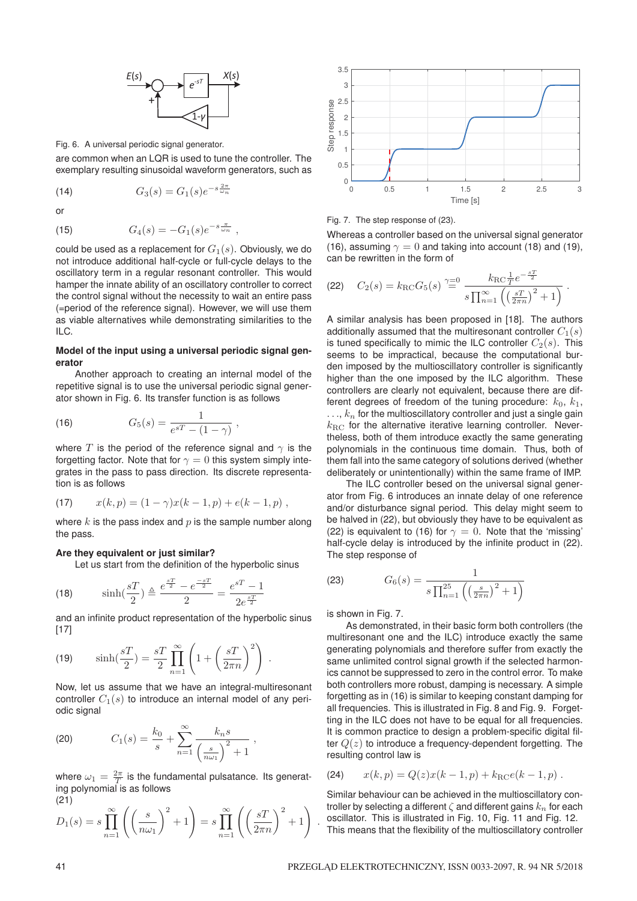Fig. 6. A universal periodic signal generator.

are common when an LQR is used to tune the controller. The exemplary resulting sinusoidal waveform generators, such as

$$G_3(s) = G_1(s)e^{-s\frac{2\pi}{\omega_n}} \tag{14}$$

or

$$G_4(s) = -G_1(s)e^{-s\frac{\pi}{\omega_n}}\ , \tag{15}$$

could be used as a replacement for $G_1(s)$. Obviously, we do not introduce additional half-cycle or full-cycle delays to the oscillatory term in a regular resonant controller. This would hamper the innate ability of an oscillatory controller to correct the control signal without the necessity to wait an entire pass (=period of the reference signal). However, we will use them as viable alternatives while demonstrating similarities to the ILC.

**Model of the input using a universal periodic signal generator**

Another approach to creating an internal model of the repetitive signal is to use the universal periodic signal generator shown in Fig. 6. Its transfer function is as follows

$$G_5(s) = \frac{1}{e^{sT} - (1-\gamma)}\ , \tag{16}$$

where $T$ is the period of the reference signal and $\gamma$ is the forgetting factor. Note that for $\gamma = 0$ this system simply integrates in the pass to pass direction. Its discrete representation is as follows

$$x(k,p) = (1-\gamma)x(k-1,p) + e(k-1,p)\ , \tag{17}$$

where $k$ is the pass index and $p$ is the sample number along the pass.

**Are they equivalent or just similar?**

Let us start from the definition of the hyperbolic sinus

$$\sinh(\frac{sT}{2}) \triangleq \frac{e^{\frac{sT}{2}} - e^{\frac{-sT}{2}}}{2} = \frac{e^{sT}-1}{2e^{\frac{sT}{2}}} \tag{18}$$

and an infinite product representation of the hyperbolic sinus [17]

$$\sinh(\frac{sT}{2}) = \frac{sT}{2}\prod_{n=1}^{\infty}\left(1+\left(\frac{sT}{2\pi n}\right)^2\right)\ . \tag{19}$$

Now, let us assume that we have an integral-multiresonant controller $C_1(s)$ to introduce an internal model of any periodic signal

$$C_1(s) = \frac{k_0}{s} + \sum_{n=1}^{\infty}\frac{k_n s}{\left(\frac{s}{n\omega_1}\right)^2+1}\ , \tag{20}$$

where $\omega_1 = \frac{2\pi}{T}$ is the fundamental pulsatance. Its generating polynomial is as follows

$$D_1(s) = s\prod_{n=1}^{\infty}\left(\left(\frac{s}{n\omega_1}\right)^2+1\right) = s\prod_{n=1}^{\infty}\left(\left(\frac{sT}{2\pi n}\right)^2+1\right)\ . \tag{21}$$

Fig. 7. The step response of (23).

Whereas a controller based on the universal signal generator (16), assuming $\gamma = 0$ and taking into account (18) and (19), can be rewritten in the form of

$$C_2(s) = k_{\mathrm{RC}}G_5(s) \overset{\gamma=0}{=} \frac{k_{\mathrm{RC}}\frac{1}{T}e^{-\frac{sT}{2}}}{s\prod_{n=1}^{\infty}\left(\left(\frac{sT}{2\pi n}\right)^2+1\right)}\ . \tag{22}$$

A similar analysis has been proposed in [18]. The authors additionally assumed that the multiresonant controller $C_1(s)$ is tuned specifically to mimic the ILC controller $C_2(s)$. This seems to be impractical, because the computational burden imposed by the multioscillatory controller is significantly higher than the one imposed by the ILC algorithm. These controllers are clearly not equivalent, because there are different degrees of freedom of the tuning procedure: $k_0$, $k_1$, ..., $k_n$ for the multioscillatory controller and just a single gain $k_{\mathrm{RC}}$ for the alternative iterative learning controller. Nevertheless, both of them introduce exactly the same generating polynomials in the continuous time domain. Thus, both of them fall into the same category of solutions derived (whether deliberately or unintentionally) within the same frame of IMP.

The ILC controller based on the universal signal generator from Fig. 6 introduces an innate delay of one reference and/or disturbance signal period. This delay might seem to be halved in (22), but obviously they have to be equivalent as (22) is equivalent to (16) for $\gamma = 0$. Note that the 'missing' half-cycle delay is introduced by the infinite product in (22). The step response of

$$G_6(s) = \frac{1}{s\prod_{n=1}^{25}\left(\left(\frac{s}{2\pi n}\right)^2+1\right)} \tag{23}$$

is shown in Fig. 7.

As demonstrated, in their basic form both controllers (the multiresonant one and the ILC) introduce exactly the same generating polynomials and therefore suffer from exactly the same unlimited control signal growth if the selected harmonics cannot be suppressed to zero in the control error. To make both controllers more robust, damping is necessary. A simple forgetting as in (16) is similar to keeping constant damping for all frequencies. This is illustrated in Fig. 8 and Fig. 9. Forgetting in the ILC does not have to be equal for all frequencies. It is common practice to design a problem-specific digital filter $Q(z)$ to introduce a frequency-dependent forgetting. The resulting control law is

$$x(k,p) = Q(z)x(k-1,p) + k_{\mathrm{RC}}e(k-1,p)\ . \tag{24}$$

Similar behaviour can be achieved in the multioscillatory controller by selecting a different $\zeta$ and different gains $k_n$ for each oscillator. This is illustrated in Fig. 10, Fig. 11 and Fig. 12. This means that the flexibility of the multioscillatory controller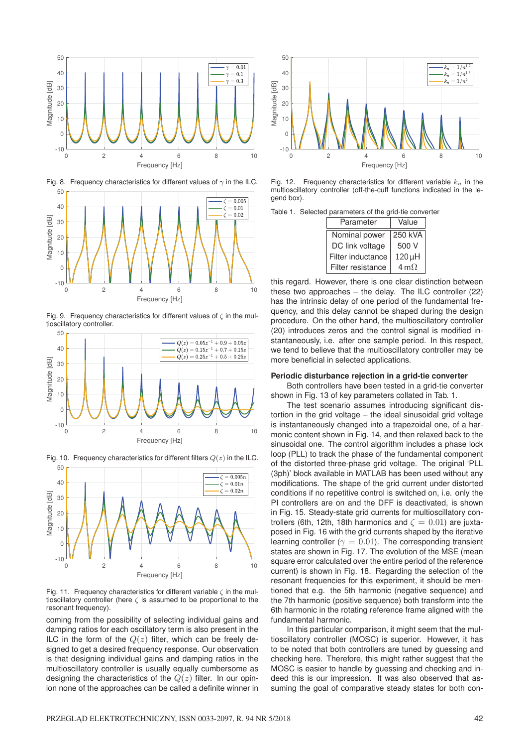Fig. 8. Frequency characteristics for different values of $\gamma$ in the ILC.

Fig. 9. Frequency characteristics for different values of $\zeta$ in the multioscillatory controller.

Fig. 10. Frequency characteristics for different filters $Q(z)$ in the ILC.

Fig. 11. Frequency characteristics for different variable $\zeta$ in the multioscillatory controller (here $\zeta$ is assumed to be proportional to the resonant frequency).

coming from the possibility of selecting individual gains and damping ratios for each oscillatory term is also present in the ILC in the form of the $Q(z)$ filter, which can be freely designed to get a desired frequency response. Our observation is that designing individual gains and damping ratios in the multioscillatory controller is usually equally cumbersome as designing the characteristics of the $Q(z)$ filter. In our opinion none of the approaches can be called a definite winner in this regard. However, there is one clear distinction between these two approaches – the delay. The ILC controller (22) has the intrinsic delay of one period of the fundamental frequency, and this delay cannot be shaped during the design procedure. On the other hand, the multioscillatory controller (20) introduces zeros and the control signal is modified instantaneously, i.e. after one sample period. In this respect, we tend to believe that the multioscillatory controller may be more beneficial in selected applications.

Fig. 12. Frequency characteristics for different variable $k_n$ in the multioscillatory controller (off-the-cuff functions indicated in the legend box).

Table 1. Selected parameters of the grid-tie converter

| Parameter | Value |
|---|---|
| Nominal power | 250 kVA |
| DC link voltage | 500 V |
| Filter inductance | 120 µH |
| Filter resistance | 4 mΩ |

### Periodic disturbance rejection in a grid-tie converter

Both controllers have been tested in a grid-tie converter shown in Fig. 13 of key parameters collated in Tab. 1.

The test scenario assumes introducing significant distortion in the grid voltage – the ideal sinusoidal grid voltage is instantaneously changed into a trapezoidal one, of a harmonic content shown in Fig. 14, and then relaxed back to the sinusoidal one. The control algorithm includes a phase lock loop (PLL) to track the phase of the fundamental component of the distorted three-phase grid voltage. The original 'PLL (3ph)' block available in MATLAB has been used without any modifications. The shape of the grid current under distorted conditions if no repetitive control is switched on, i.e. only the PI controllers are on and the DFF is deactivated, is shown in Fig. 15. Steady-state grid currents for multioscillatory controllers (6th, 12th, 18th harmonics and $\zeta = 0.01$) are juxtaposed in Fig. 16 with the grid currents shaped by the iterative learning controller ($\gamma = 0.01$). The corresponding transient states are shown in Fig. 17. The evolution of the MSE (mean square error calculated over the entire period of the reference current) is shown in Fig. 18. Regarding the selection of the resonant frequencies for this experiment, it should be mentioned that e.g. the 5th harmonic (negative sequence) and the 7th harmonic (positive sequence) both transform into the 6th harmonic in the rotating reference frame aligned with the fundamental harmonic.

In this particular comparison, it might seem that the multioscillatory controller (MOSC) is superior. However, it has to be noted that both controllers are tuned by guessing and checking here. Therefore, this might rather suggest that the MOSC is easier to handle by guessing and checking and indeed this is our impression. It was also observed that assuming the goal of comparative steady states for both con-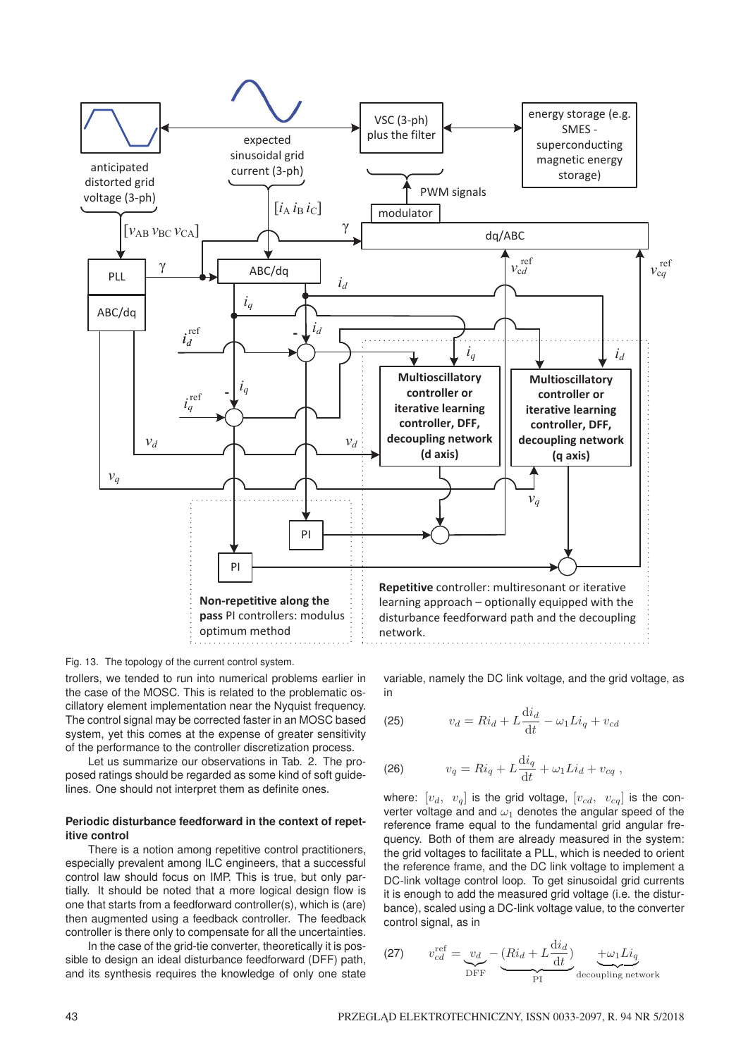Fig. 13. The topology of the current control system.

trollers, we tended to run into numerical problems earlier in the case of the MOSC. This is related to the problematic oscillatory element implementation near the Nyquist frequency. The control signal may be corrected faster in an MOSC based system, yet this comes at the expense of greater sensitivity of the performance to the controller discretization process.

Let us summarize our observations in Tab. 2. The proposed ratings should be regarded as some kind of soft guidelines. One should not interpret them as definite ones.

### Periodic disturbance feedforward in the context of repetitive control

There is a notion among repetitive control practitioners, especially prevalent among ILC engineers, that a successful control law should focus on IMP. This is true, but only partially. It should be noted that a more logical design flow is one that starts from a feedforward controller(s), which is (are) then augmented using a feedback controller. The feedback controller is there only to compensate for all the uncertainties.

In the case of the grid-tie converter, theoretically it is possible to design an ideal disturbance feedforward (DFF) path, and its synthesis requires the knowledge of only one state variable, namely the DC link voltage, and the grid voltage, as in

$$v_d = Ri_d + L\frac{\mathrm{d}i_d}{\mathrm{d}t} - \omega_1 L i_q + v_{cd} \tag{25}$$

$$v_q = Ri_q + L\frac{\mathrm{d}i_q}{\mathrm{d}t} + \omega_1 L i_d + v_{cq}\ , \tag{26}$$

where: $[v_d,\ v_q]$ is the grid voltage, $[v_{cd},\ v_{cq}]$ is the converter voltage and and $\omega_1$ denotes the angular speed of the reference frame equal to the fundamental grid angular frequency. Both of them are already measured in the system: the grid voltages to facilitate a PLL, which is needed to orient the reference frame, and the DC link voltage to implement a DC-link voltage control loop. To get sinusoidal grid currents it is enough to add the measured grid voltage (i.e. the disturbance), scaled using a DC-link voltage value, to the converter control signal, as in

$$v_{cd}^{\mathrm{ref}} = \underbrace{v_d}_{\mathrm{DFF}} - \underbrace{(Ri_d + L\frac{\mathrm{d}i_d}{\mathrm{d}t})}_{\mathrm{PI}} \underbrace{+\omega_1 L i_q}_{\text{decoupling network}} \tag{27}$$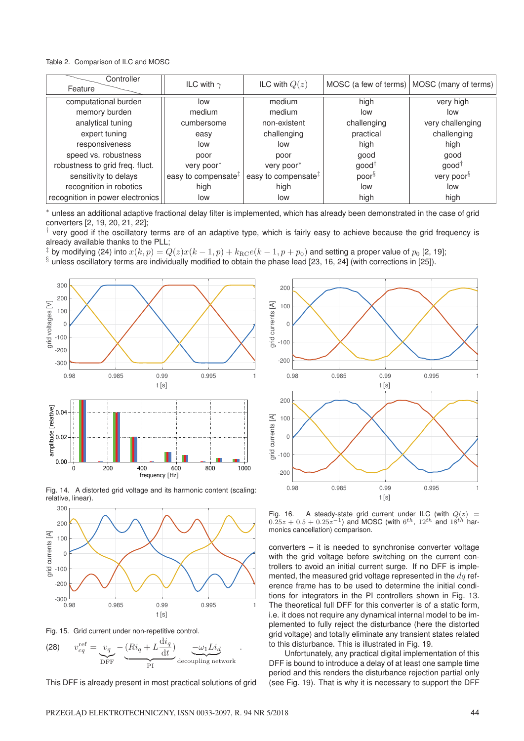Table 2. Comparison of ILC and MOSC

| Feature \ Controller | ILC with $\gamma$ | ILC with $Q(z)$ | MOSC (a few of terms) | MOSC (many of terms) |
|---|---|---|---|---|
| computational burden | low | medium | high | very high |
| memory burden | medium | medium | low | low |
| analytical tuning | cumbersome | non-existent | challenging | very challenging |
| expert tuning | easy | challenging | practical | challenging |
| responsiveness | low | low | high | high |
| speed vs. robustness | poor | poor | good | good |
| robustness to grid freq. fluct. | very poor* | very poor* | good† | good† |
| sensitivity to delays | easy to compensate‡ | easy to compensate‡ | poor§ | very poor§ |
| recognition in robotics | high | high | low | low |
| recognition in power electronics | low | low | high | high |

\* unless an additional adaptive fractional delay filter is implemented, which has already been demonstrated in the case of grid converters [2, 19, 20, 21, 22];
† very good if the oscillatory terms are of an adaptive type, which is fairly easy to achieve because the grid frequency is already available thanks to the PLL;
‡ by modifying (24) into $x(k,p) = Q(z)x(k-1,p) + k_{\mathrm{RC}}e(k-1,p+p_0)$ and setting a proper value of $p_0$ [2, 19];
§ unless oscillatory terms are individually modified to obtain the phase lead [23, 16, 24] (with corrections in [25]).

Fig. 14. A distorted grid voltage and its harmonic content (scaling: relative, linear).

Fig. 15. Grid current under non-repetitive control.

$$v_{cq}^{\mathrm{ref}} = \underbrace{v_q}_{\mathrm{DFF}} - \underbrace{(Ri_q + L\frac{\mathrm{d}i_q}{\mathrm{d}t})}_{\mathrm{PI}} \underbrace{-\omega_1 L i_d}_{\text{decoupling network}} \quad (28)$$

This DFF is already present in most practical solutions of grid converters – it is needed to synchronise converter voltage with the grid voltage before switching on the current controllers to avoid an initial current surge. If no DFF is implemented, the measured grid voltage represented in the $dq$ reference frame has to be used to determine the initial conditions for integrators in the PI controllers shown in Fig. 13. The theoretical full DFF for this converter is of a static form, i.e. it does not require any dynamical internal model to be implemented to fully reject the disturbance (here the distorted grid voltage) and totally eliminate any transient states related to this disturbance. This is illustrated in Fig. 19.

Unfortunately, any practical digital implementation of this DFF is bound to introduce a delay of at least one sample time period and this renders the disturbance rejection partial only (see Fig. 19). That is why it is necessary to support the DFF

Fig. 16. A steady-state grid current under ILC (with $Q(z) = 0.25z + 0.5 + 0.25z^{-1}$) and MOSC (with $6^{th}$, $12^{th}$ and $18^{th}$ harmonics cancellation) comparison.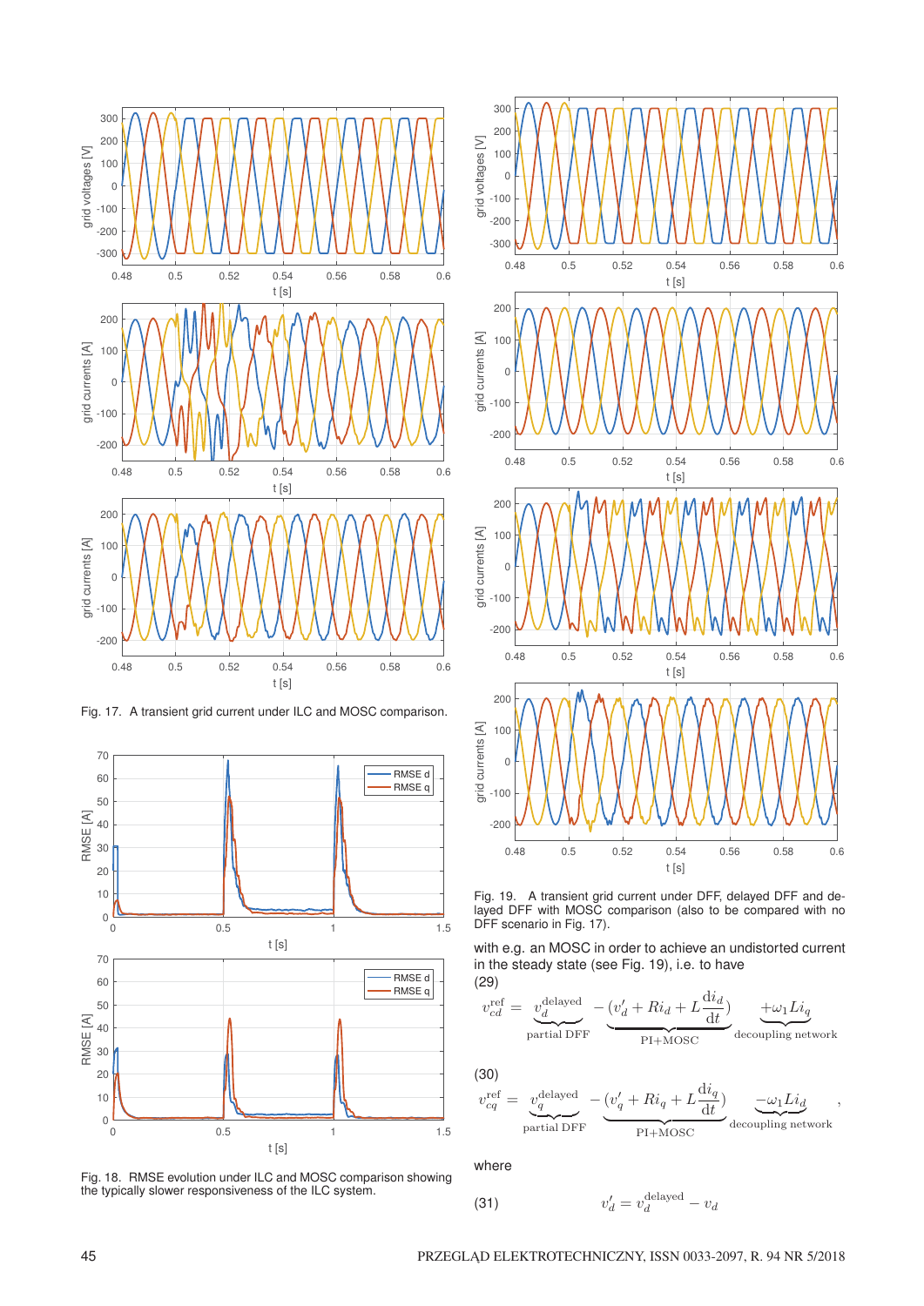Fig. 17. A transient grid current under ILC and MOSC comparison.

Fig. 18. RMSE evolution under ILC and MOSC comparison showing the typically slower responsiveness of the ILC system.

Fig. 19. A transient grid current under DFF, delayed DFF and delayed DFF with MOSC comparison (also to be compared with no DFF scenario in Fig. 17).

with e.g. an MOSC in order to achieve an undistorted current in the steady state (see Fig. 19), i.e. to have

(29)
$$v_{cd}^{\mathrm{ref}} = \underbrace{v_d^{\mathrm{delayed}}}_{\text{partial DFF}} - \underbrace{(v_d' + Ri_d + L\frac{\mathrm{d}i_d}{\mathrm{d}t})}_{\text{PI+MOSC}} \underbrace{+\omega_1 L i_q}_{\text{decoupling network}}$$

(30)
$$v_{cq}^{\mathrm{ref}} = \underbrace{v_q^{\mathrm{delayed}}}_{\text{partial DFF}} - \underbrace{(v_q' + Ri_q + L\frac{\mathrm{d}i_q}{\mathrm{d}t})}_{\text{PI+MOSC}} \underbrace{-\omega_1 L i_d}_{\text{decoupling network}},$$

where

(31)
$$v_d' = v_d^{\mathrm{delayed}} - v_d$$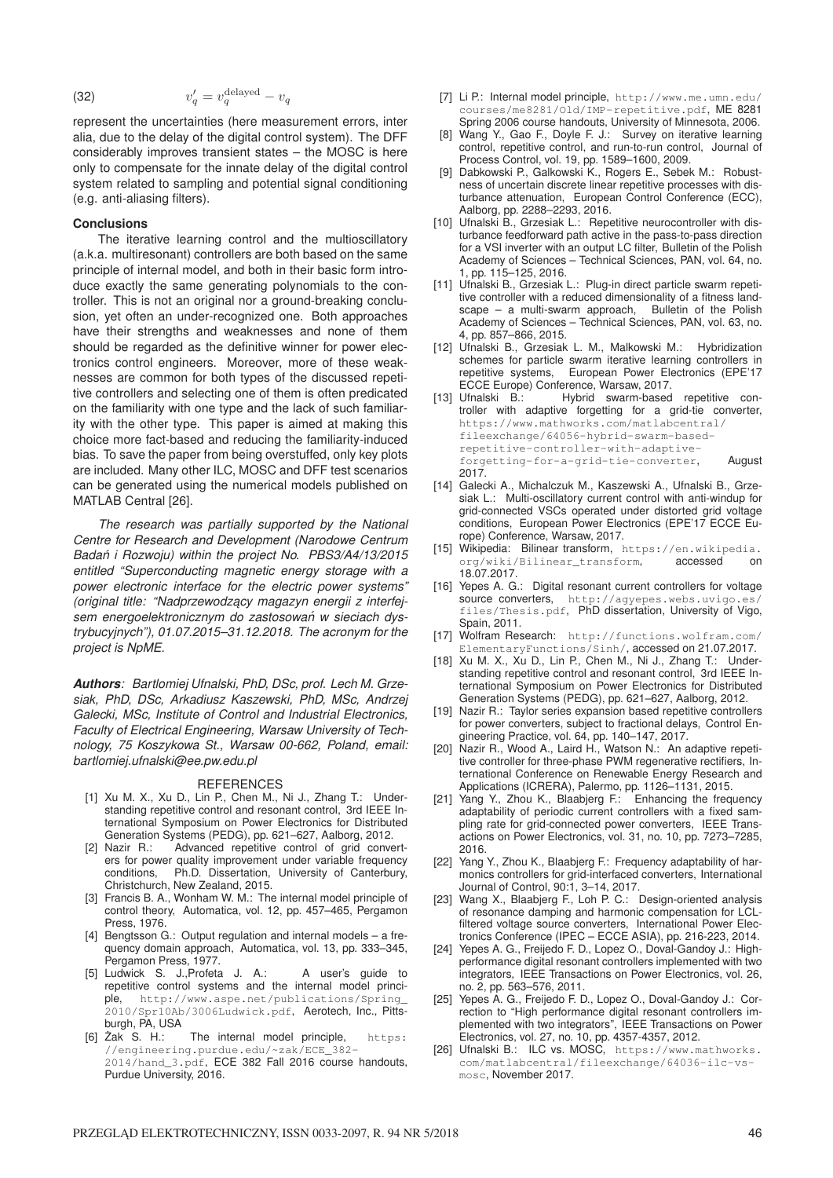$$v_q' = v_q^{\text{delayed}} - v_q \tag{32}$$

represent the uncertainties (here measurement errors, inter alia, due to the delay of the digital control system). The DFF considerably improves transient states – the MOSC is here only to compensate for the innate delay of the digital control system related to sampling and potential signal conditioning (e.g. anti-aliasing filters).

### Conclusions

The iterative learning control and the multioscillatory (a.k.a. multiresonant) controllers are both based on the same principle of internal model, and both in their basic form introduce exactly the same generating polynomials to the controller. This is not an original nor a ground-breaking conclusion, yet often an under-recognized one. Both approaches have their strengths and weaknesses and none of them should be regarded as the definitive winner for power electronics control engineers. Moreover, more of these weaknesses are common for both types of the discussed repetitive controllers and selecting one of them is often predicated on the familiarity with one type and the lack of such familiarity with the other type. This paper is aimed at making this choice more fact-based and reducing the familiarity-induced bias. To save the paper from being overstuffed, only key plots are included. Many other ILC, MOSC and DFF test scenarios can be generated using the numerical models published on MATLAB Central [26].

*The research was partially supported by the National Centre for Research and Development (Narodowe Centrum Badań i Rozwoju) within the project No. PBS3/A4/13/2015 entitled "Superconducting magnetic energy storage with a power electronic interface for the electric power systems" (original title: "Nadprzewodzący magazyn energii z interfejsem energoelektronicznym do zastosowań w sieciach dystrybucyjnych"), 01.07.2015–31.12.2018. The acronym for the project is NpME.*

***Authors**: Bartlomiej Ufnalski, PhD, DSc, prof. Lech M. Grzesiak, PhD, DSc, Arkadiusz Kaszewski, PhD, MSc, Andrzej Galecki, MSc, Institute of Control and Industrial Electronics, Faculty of Electrical Engineering, Warsaw University of Technology, 75 Koszykowa St., Warsaw 00-662, Poland, email: bartlomiej.ufnalski@ee.pw.edu.pl*

### REFERENCES

[1] Xu M. X., Xu D., Lin P., Chen M., Ni J., Zhang T.: Understanding repetitive control and resonant control, 3rd IEEE International Symposium on Power Electronics for Distributed Generation Systems (PEDG), pp. 621–627, Aalborg, 2012.

[2] Nazir R.: Advanced repetitive control of grid converters for power quality improvement under variable frequency conditions, Ph.D. Dissertation, University of Canterbury, Christchurch, New Zealand, 2015.

[3] Francis B. A., Wonham W. M.: The internal model principle of control theory, Automatica, vol. 12, pp. 457–465, Pergamon Press, 1976.

[4] Bengtsson G.: Output regulation and internal models – a frequency domain approach, Automatica, vol. 13, pp. 333–345, Pergamon Press, 1977.

[5] Ludwick S. J.,Profeta J. A.: A user's guide to repetitive control systems and the internal model principle, http://www.aspe.net/publications/Spring_2010/Spr10Ab/3006Ludwick.pdf, Aerotech, Inc., Pittsburgh, PA, USA

[6] Żak S. H.: The internal model principle, https://engineering.purdue.edu/~zak/ECE_382-2014/hand_3.pdf, ECE 382 Fall 2016 course handouts, Purdue University, 2016.

[7] Li P.: Internal model principle, http://www.me.umn.edu/courses/me8281/Old/IMP-repetitive.pdf, ME 8281 Spring 2006 course handouts, University of Minnesota, 2006.

[8] Wang Y., Gao F., Doyle F. J.: Survey on iterative learning control, repetitive control, and run-to-run control, Journal of Process Control, vol. 19, pp. 1589–1600, 2009.

[9] Dabkowski P., Galkowski K., Rogers E., Sebek M.: Robustness of uncertain discrete linear repetitive processes with disturbance attenuation, European Control Conference (ECC), Aalborg, pp. 2288–2293, 2016.

[10] Ufnalski B., Grzesiak L.: Repetitive neurocontroller with disturbance feedforward path active in the pass-to-pass direction for a VSI inverter with an output LC filter, Bulletin of the Polish Academy of Sciences – Technical Sciences, PAN, vol. 64, no. 1, pp. 115–125, 2016.

[11] Ufnalski B., Grzesiak L.: Plug-in direct particle swarm repetitive controller with a reduced dimensionality of a fitness landscape – a multi-swarm approach, Bulletin of the Polish Academy of Sciences – Technical Sciences, PAN, vol. 63, no. 4, pp. 857–866, 2015.

[12] Ufnalski B., Grzesiak L. M., Malkowski M.: Hybridization schemes for particle swarm iterative learning controllers in repetitive systems, European Power Electronics (EPE'17 ECCE Europe) Conference, Warsaw, 2017.

[13] Ufnalski B.: Hybrid swarm-based repetitive controller with adaptive forgetting for a grid-tie converter, https://www.mathworks.com/matlabcentral/fileexchange/64056-hybrid-swarm-based-repetitive-controller-with-adaptive-forgetting-for-a-grid-tie-converter, August 2017.

[14] Galecki A., Michalczuk M., Kaszewski A., Ufnalski B., Grzesiak L.: Multi-oscillatory current control with anti-windup for grid-connected VSCs operated under distorted grid voltage conditions, European Power Electronics (EPE'17 ECCE Europe) Conference, Warsaw, 2017.

[15] Wikipedia: Bilinear transform, https://en.wikipedia.org/wiki/Bilinear_transform, accessed on 18.07.2017.

[16] Yepes A. G.: Digital resonant current controllers for voltage source converters, http://agyepes.webs.uvigo.es/files/Thesis.pdf, PhD dissertation, University of Vigo, Spain, 2011.

[17] Wolfram Research: http://functions.wolfram.com/ElementaryFunctions/Sinh/, accessed on 21.07.2017.

[18] Xu M. X., Xu D., Lin P., Chen M., Ni J., Zhang T.: Understanding repetitive control and resonant control, 3rd IEEE International Symposium on Power Electronics for Distributed Generation Systems (PEDG), pp. 621–627, Aalborg, 2012.

[19] Nazir R.: Taylor series expansion based repetitive controllers for power converters, subject to fractional delays, Control Engineering Practice, vol. 64, pp. 140–147, 2017.

[20] Nazir R., Wood A., Laird H., Watson N.: An adaptive repetitive controller for three-phase PWM regenerative rectifiers, International Conference on Renewable Energy Research and Applications (ICRERA), Palermo, pp. 1126–1131, 2015.

[21] Yang Y., Zhou K., Blaabjerg F.: Enhancing the frequency adaptability of periodic current controllers with a fixed sampling rate for grid-connected power converters, IEEE Transactions on Power Electronics, vol. 31, no. 10, pp. 7273–7285, 2016.

[22] Yang Y., Zhou K., Blaabjerg F.: Frequency adaptability of harmonics controllers for grid-interfaced converters, International Journal of Control, 90:1, 3–14, 2017.

[23] Wang X., Blaabjerg F., Loh P. C.: Design-oriented analysis of resonance damping and harmonic compensation for LCL-filtered voltage source converters, International Power Electronics Conference (IPEC – ECCE ASIA), pp. 216-223, 2014.

[24] Yepes A. G., Freijedo F. D., Lopez O., Doval-Gandoy J.: High-performance digital resonant controllers implemented with two integrators, IEEE Transactions on Power Electronics, vol. 26, no. 2, pp. 563–576, 2011.

[25] Yepes A. G., Freijedo F. D., Lopez O., Doval-Gandoy J.: Correction to "High performance digital resonant controllers implemented with two integrators", IEEE Transactions on Power Electronics, vol. 27, no. 10, pp. 4357-4357, 2012.

[26] Ufnalski B.: ILC vs. MOSC, https://www.mathworks.com/matlabcentral/fileexchange/64036-ilc-vs-mosc, November 2017.